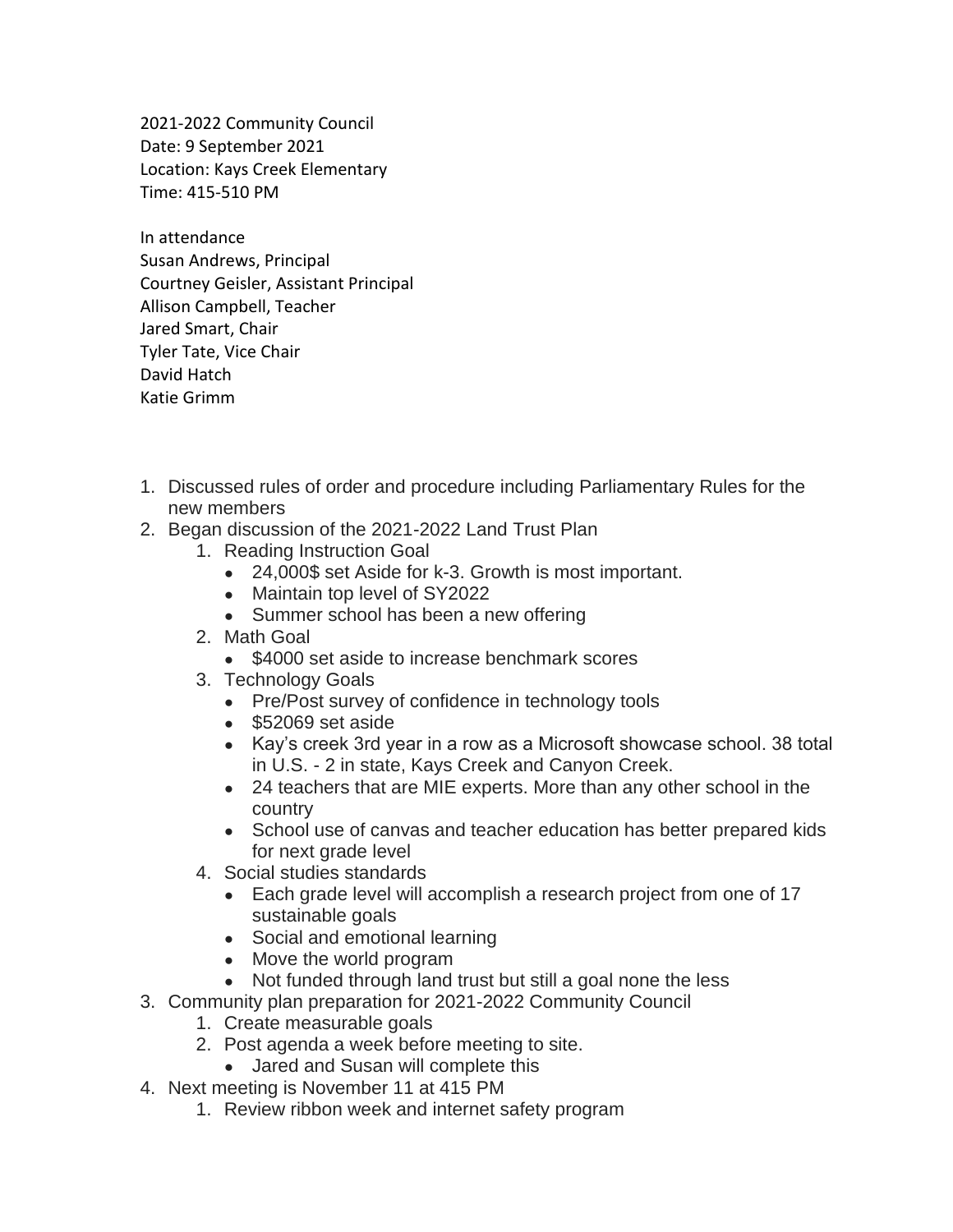2021-2022 Community Council
Date: 9 September 2021
Location: Kays Creek Elementary
Time: 415-510 PM

In attendance
Susan Andrews, Principal
Courtney Geisler, Assistant Principal
Allison Campbell, Teacher
Jared Smart, Chair
Tyler Tate, Vice Chair
David Hatch
Katie Grimm

1. Discussed rules of order and procedure including Parliamentary Rules for the new members
2. Began discussion of the 2021-2022 Land Trust Plan
    1. Reading Instruction Goal
        - 24,000$ set Aside for k-3. Growth is most important.
        - Maintain top level of SY2022
        - Summer school has been a new offering
    2. Math Goal
        - $4000 set aside to increase benchmark scores
    3. Technology Goals
        - Pre/Post survey of confidence in technology tools
        - $52069 set aside
        - Kay's creek 3rd year in a row as a Microsoft showcase school. 38 total in U.S. - 2 in state, Kays Creek and Canyon Creek.
        - 24 teachers that are MIE experts. More than any other school in the country
        - School use of canvas and teacher education has better prepared kids for next grade level
    4. Social studies standards
        - Each grade level will accomplish a research project from one of 17 sustainable goals
        - Social and emotional learning
        - Move the world program
        - Not funded through land trust but still a goal none the less
3. Community plan preparation for 2021-2022 Community Council
    1. Create measurable goals
    2. Post agenda a week before meeting to site.
        - Jared and Susan will complete this
4. Next meeting is November 11 at 415 PM
    1. Review ribbon week and internet safety program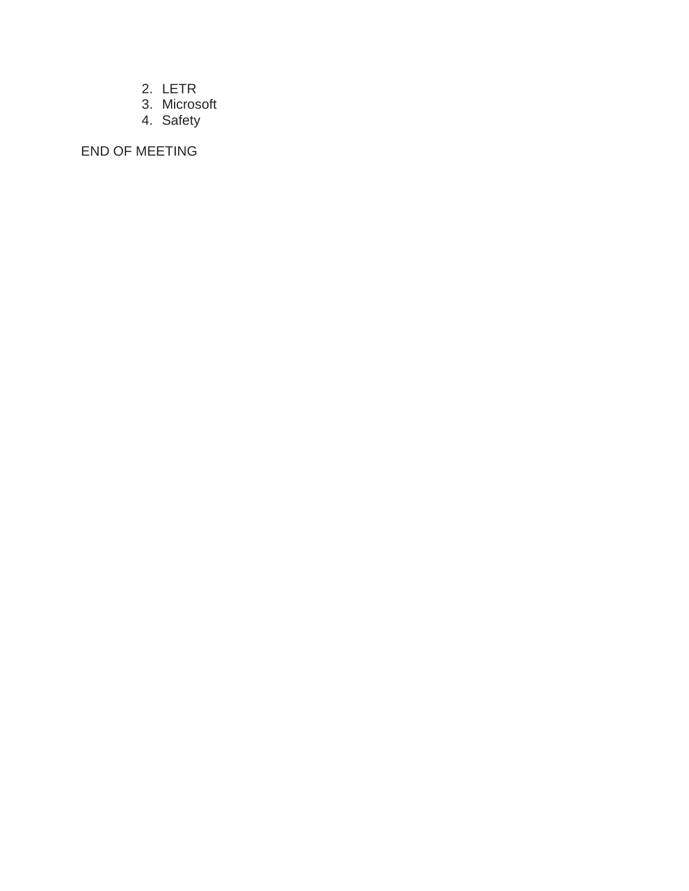2. LETR
3. Microsoft
4. Safety

END OF MEETING